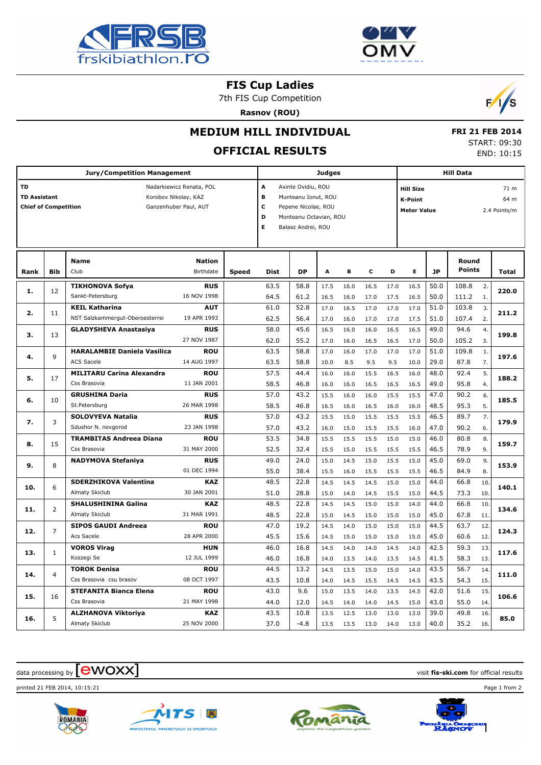# FIS Cup Ladies

7th FIS Cup Competition

**Rasnov (ROU)**

## MEDIUM HILL INDIVIDUAL

## OFFICIAL RESULTS

**FRI 21 FEB 2014**
START: 09:30
END: 10:15

| Jury/Competition Management | | Judges | | Hill Data | |
|---|---|---|---|---|---|
| **TD** | Nadarkiewicz Renata, POL | **A** | Axinte Ovidiu, ROU | **Hill Size** | 71 m |
| **TD Assistant** | Korobov Nikolay, KAZ | **B** | Munteanu Ionut, ROU | **K-Point** | 64 m |
| **Chief of Competition** | Ganzenhuber Paul, AUT | **C** | Pepene Nicolae, ROU | **Meter Value** | 2.4 Points/m |
| | | **D** | Monteanu Octavian, ROU | | |
| | | **E** | Balasz Andrei, ROU | | |

| Rank | Bib | Name / Club | Nation / Birthdate | Speed | Dist | DP | A | B | C | D | E | JP | Round Points | | Total |
|---|---|---|---|---|---|---|---|---|---|---|---|---|---|---|---|
| **1.** | 12 | **TIKHONOVA Sofya** | **RUS** | | 63.5 | 58.8 | 17.5 | 16.0 | 16.5 | 17.0 | 16.5 | 50.0 | 108.8 | 2. | **220.0** |
| | | Sankt-Petersburg | 16 NOV 1998 | | 64.5 | 61.2 | 16.5 | 16.0 | 17.0 | 17.5 | 16.5 | 50.0 | 111.2 | 1. | |
| **2.** | 11 | **KEIL Katharina** | **AUT** | | 61.0 | 52.8 | 17.0 | 16.5 | 17.0 | 17.0 | 17.0 | 51.0 | 103.8 | 3. | **211.2** |
| | | NST Salzkammergut-Oberoesterrei | 19 APR 1993 | | 62.5 | 56.4 | 17.0 | 16.0 | 17.0 | 17.0 | 17.5 | 51.0 | 107.4 | 2. | |
| **3.** | 13 | **GLADYSHEVA Anastasiya** | **RUS** | | 58.0 | 45.6 | 16.5 | 16.0 | 16.0 | 16.5 | 16.5 | 49.0 | 94.6 | 4. | **199.8** |
| | | | 27 NOV 1987 | | 62.0 | 55.2 | 17.0 | 16.0 | 16.5 | 16.5 | 17.0 | 50.0 | 105.2 | 3. | |
| **4.** | 9 | **HARALAMBIE Daniela Vasilica** | **ROU** | | 63.5 | 58.8 | 17.0 | 16.0 | 17.0 | 17.0 | 17.0 | 51.0 | 109.8 | 1. | **197.6** |
| | | ACS Sacele | 14 AUG 1997 | | 63.5 | 58.8 | 10.0 | 8.5 | 9.5 | 9.5 | 10.0 | 29.0 | 87.8 | 7. | |
| **5.** | 17 | **MILITARU Carina Alexandra** | **ROU** | | 57.5 | 44.4 | 16.0 | 16.0 | 15.5 | 16.5 | 16.0 | 48.0 | 92.4 | 5. | **188.2** |
| | | Css Brasovia | 11 JAN 2001 | | 58.5 | 46.8 | 16.0 | 16.0 | 16.5 | 16.5 | 16.5 | 49.0 | 95.8 | 4. | |
| **6.** | 10 | **GRUSHINA Daria** | **RUS** | | 57.0 | 43.2 | 15.5 | 16.0 | 16.0 | 15.5 | 15.5 | 47.0 | 90.2 | 6. | **185.5** |
| | | St.Petersburg | 26 MAR 1998 | | 58.5 | 46.8 | 16.5 | 16.0 | 16.5 | 16.0 | 16.0 | 48.5 | 95.3 | 5. | |
| **7.** | 3 | **SOLOVYEVA Natalia** | **RUS** | | 57.0 | 43.2 | 15.5 | 15.0 | 15.5 | 15.5 | 15.5 | 46.5 | 89.7 | 7. | **179.9** |
| | | Sdushor N. novgorod | 23 JAN 1998 | | 57.0 | 43.2 | 16.0 | 15.0 | 15.5 | 15.5 | 16.0 | 47.0 | 90.2 | 6. | |
| **8.** | 15 | **TRAMBITAS Andreea Diana** | **ROU** | | 53.5 | 34.8 | 15.5 | 15.5 | 15.5 | 15.0 | 15.0 | 46.0 | 80.8 | 8. | **159.7** |
| | | Css Brasovia | 31 MAY 2000 | | 52.5 | 32.4 | 15.5 | 15.0 | 15.5 | 15.5 | 15.5 | 46.5 | 78.9 | 9. | |
| **9.** | 8 | **NADYMOVA Stefaniya** | **RUS** | | 49.0 | 24.0 | 15.0 | 14.5 | 15.0 | 15.5 | 15.0 | 45.0 | 69.0 | 9. | **153.9** |
| | | | 01 DEC 1994 | | 55.0 | 38.4 | 15.5 | 16.0 | 15.5 | 15.5 | 15.5 | 46.5 | 84.9 | 8. | |
| **10.** | 6 | **SDERZHIKOVA Valentina** | **KAZ** | | 48.5 | 22.8 | 14.5 | 14.5 | 14.5 | 15.0 | 15.0 | 44.0 | 66.8 | 10. | **140.1** |
| | | Almaty Skiclub | 30 JAN 2001 | | 51.0 | 28.8 | 15.0 | 14.0 | 14.5 | 15.5 | 15.0 | 44.5 | 73.3 | 10. | |
| **11.** | 2 | **SHALUSHININA Galina** | **KAZ** | | 48.5 | 22.8 | 14.5 | 14.5 | 15.0 | 15.0 | 14.0 | 44.0 | 66.8 | 10. | **134.6** |
| | | Almaty Skiclub | 31 MAR 1991 | | 48.5 | 22.8 | 15.0 | 14.5 | 15.0 | 15.0 | 15.0 | 45.0 | 67.8 | 11. | |
| **12.** | 7 | **SIPOS GAUDI Andreea** | **ROU** | | 47.0 | 19.2 | 14.5 | 14.0 | 15.0 | 15.0 | 15.0 | 44.5 | 63.7 | 12. | **124.3** |
| | | Acs Sacele | 28 APR 2000 | | 45.5 | 15.6 | 14.5 | 15.0 | 15.0 | 15.0 | 15.0 | 45.0 | 60.6 | 12. | |
| **13.** | 1 | **VOROS Virag** | **HUN** | | 46.0 | 16.8 | 14.5 | 14.0 | 14.0 | 14.5 | 14.0 | 42.5 | 59.3 | 13. | **117.6** |
| | | Koszegi Se | 12 JUL 1999 | | 46.0 | 16.8 | 14.0 | 13.5 | 14.0 | 13.5 | 14.5 | 41.5 | 58.3 | 13. | |
| **14.** | 4 | **TOROK Denisa** | **ROU** | | 44.5 | 13.2 | 14.5 | 13.5 | 15.0 | 15.0 | 14.0 | 43.5 | 56.7 | 14. | **111.0** |
| | | Css Brasovia csu brasov | 08 OCT 1997 | | 43.5 | 10.8 | 14.0 | 14.5 | 15.5 | 14.5 | 14.5 | 43.5 | 54.3 | 15. | |
| **15.** | 16 | **STEFANITA Bianca Elena** | **ROU** | | 43.0 | 9.6 | 15.0 | 13.5 | 14.0 | 13.5 | 14.5 | 42.0 | 51.6 | 15. | **106.6** |
| | | Css Brasovia | 21 MAY 1998 | | 44.0 | 12.0 | 14.5 | 14.0 | 14.0 | 14.5 | 15.0 | 43.0 | 55.0 | 14. | |
| **16.** | 5 | **ALZHANOVA Viktoriya** | **KAZ** | | 43.5 | 10.8 | 13.5 | 12.5 | 13.0 | 13.0 | 13.0 | 39.0 | 49.8 | 16. | **85.0** |
| | | Almaty Skiclub | 25 NOV 2000 | | 37.0 | -4.8 | 13.5 | 13.5 | 13.0 | 14.0 | 13.0 | 40.0 | 35.2 | 16. | |

data processing by ewoxx — visit **fis-ski.com** for official results

printed 21 FEB 2014, 10:15:21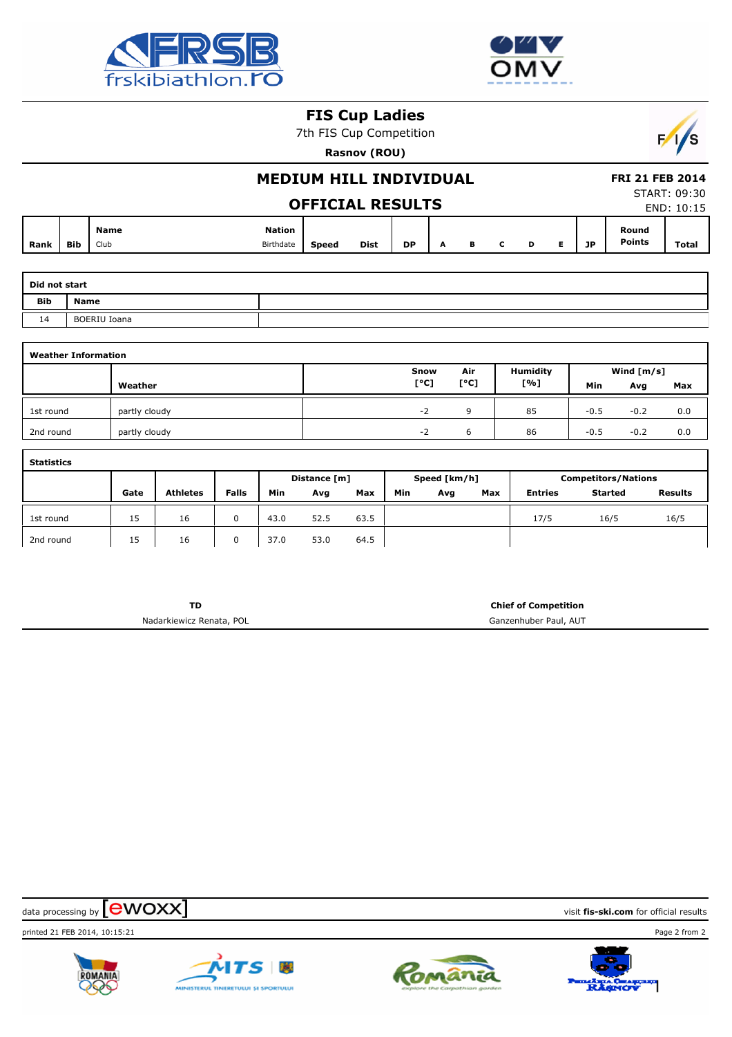# FIS Cup Ladies

7th FIS Cup Competition

**Rasnov (ROU)**

## MEDIUM HILL INDIVIDUAL

**FRI 21 FEB 2014**

START: 09:30

END: 10:15

## OFFICIAL RESULTS

| Rank | Bib | Name / Club | Nation / Birthdate | Speed | Dist | DP | A | B | C | D | E | JP | Round Points | Total |
|---|---|---|---|---|---|---|---|---|---|---|---|---|---|---|

**Did not start**

| Bib | Name |
|---|---|
| 14 | BOERIU Ioana |

**Weather Information**

| | Weather | Snow [°C] | Air [°C] | Humidity [%] | Wind [m/s] Min | Avg | Max |
|---|---|---|---|---|---|---|---|
| 1st round | partly cloudy | -2 | 9 | 85 | -0.5 | -0.2 | 0.0 |
| 2nd round | partly cloudy | -2 | 6 | 86 | -0.5 | -0.2 | 0.0 |

**Statistics**

| | Gate | Athletes | Falls | Distance [m] Min | Avg | Max | Speed [km/h] Min | Avg | Max | Competitors/Nations Entries | Started | Results |
|---|---|---|---|---|---|---|---|---|---|---|---|---|
| 1st round | 15 | 16 | 0 | 43.0 | 52.5 | 63.5 | | | | 17/5 | 16/5 | 16/5 |
| 2nd round | 15 | 16 | 0 | 37.0 | 53.0 | 64.5 | | | | | | |

**TD**
Nadarkiewicz Renata, POL

**Chief of Competition**
Ganzenhuber Paul, AUT

data processing by ewoxx

visit **fis-ski.com** for official results

printed 21 FEB 2014, 10:15:21